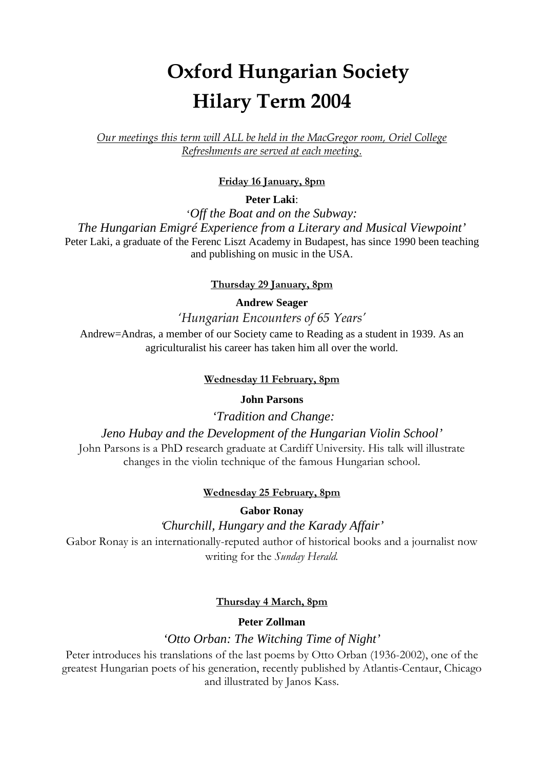# Oxford Hungarian Society
# Hilary Term 2004

*Our meetings this term will ALL be held in the MacGregor room, Oriel College*
*Refreshments are served at each meeting.*

**Friday 16 January, 8pm**

**Peter Laki**:

*'Off the Boat and on the Subway:*
*The Hungarian Emigré Experience from a Literary and Musical Viewpoint'*

Peter Laki, a graduate of the Ferenc Liszt Academy in Budapest, has since 1990 been teaching and publishing on music in the USA.

**Thursday 29 January, 8pm**

**Andrew Seager**

*'Hungarian Encounters of 65 Years'*

Andrew=Andras, a member of our Society came to Reading as a student in 1939. As an agriculturalist his career has taken him all over the world.

**Wednesday 11 February, 8pm**

**John Parsons**

*'Tradition and Change:*
*Jeno Hubay and the Development of the Hungarian Violin School'*

John Parsons is a PhD research graduate at Cardiff University. His talk will illustrate changes in the violin technique of the famous Hungarian school.

**Wednesday 25 February, 8pm**

**Gabor Ronay**

*'Churchill, Hungary and the Karady Affair'*

Gabor Ronay is an internationally-reputed author of historical books and a journalist now writing for the *Sunday Herald*.

**Thursday 4 March, 8pm**

**Peter Zollman**

*'Otto Orban: The Witching Time of Night'*

Peter introduces his translations of the last poems by Otto Orban (1936-2002), one of the greatest Hungarian poets of his generation, recently published by Atlantis-Centaur, Chicago and illustrated by Janos Kass.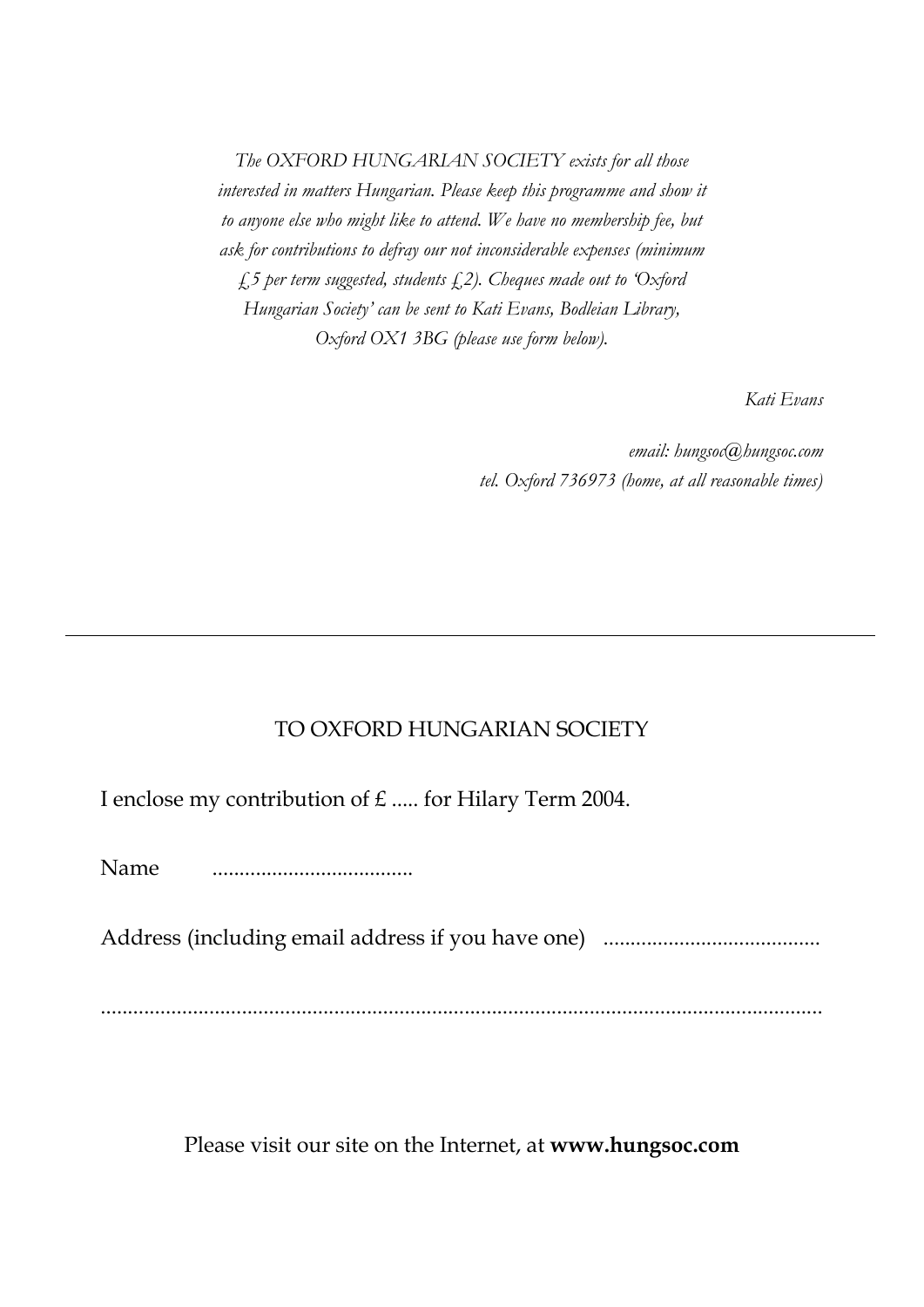*The OXFORD HUNGARIAN SOCIETY exists for all those interested in matters Hungarian. Please keep this programme and show it to anyone else who might like to attend. We have no membership fee, but ask for contributions to defray our not inconsiderable expenses (minimum £5 per term suggested, students £2). Cheques made out to 'Oxford Hungarian Society' can be sent to Kati Evans, Bodleian Library, Oxford OX1 3BG (please use form below).*

*Kati Evans*

*email: hungsoc@hungsoc.com*
*tel. Oxford 736973 (home, at all reasonable times)*

---

TO OXFORD HUNGARIAN SOCIETY

I enclose my contribution of £ ..... for Hilary Term 2004.

Name .....................................

Address (including email address if you have one) ........................................

..........................................................................................................................

Please visit our site on the Internet, at **www.hungsoc.com**